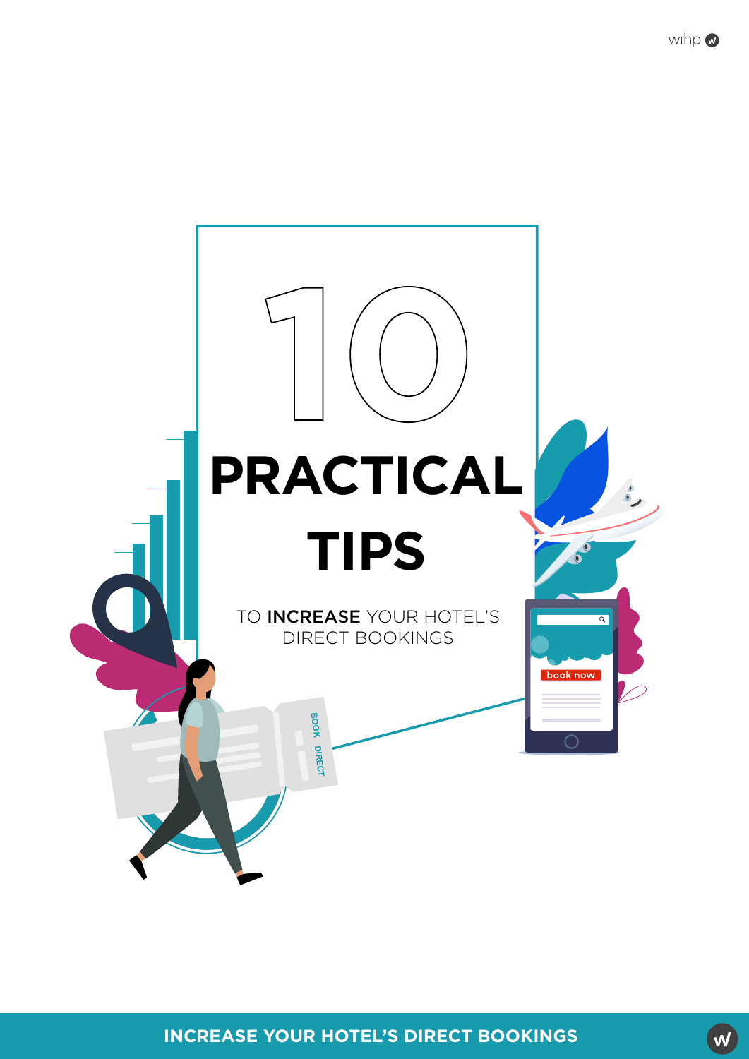# 10 PRACTICAL TIPS

TO **INCREASE** YOUR HOTEL'S DIRECT BOOKINGS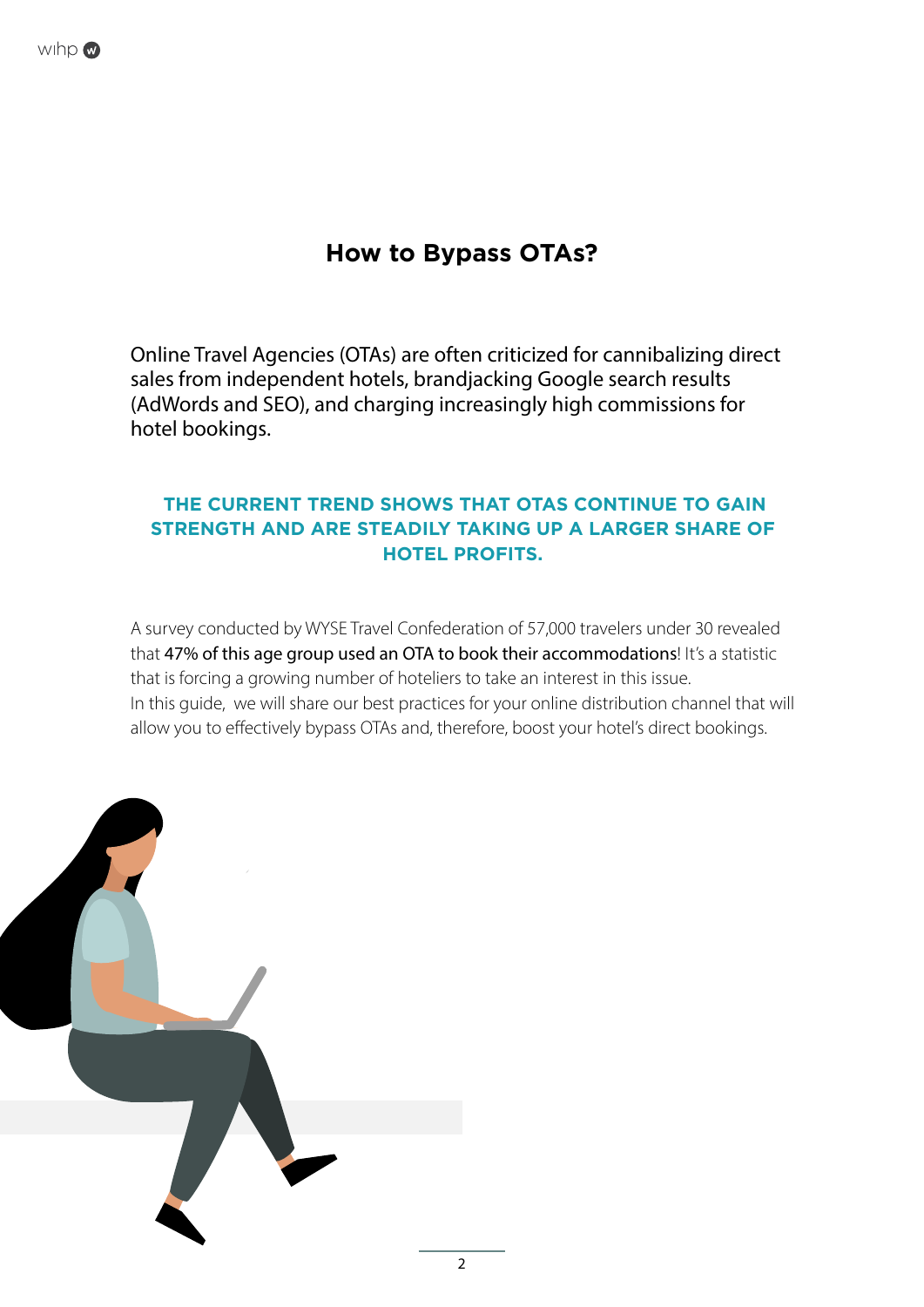# How to Bypass OTAs?

Online Travel Agencies (OTAs) are often criticized for cannibalizing direct sales from independent hotels, brandjacking Google search results (AdWords and SEO), and charging increasingly high commissions for hotel bookings.

**THE CURRENT TREND SHOWS THAT OTAS CONTINUE TO GAIN STRENGTH AND ARE STEADILY TAKING UP A LARGER SHARE OF HOTEL PROFITS.**

A survey conducted by WYSE Travel Confederation of 57,000 travelers under 30 revealed that 47% of this age group used an OTA to book their accommodations! It's a statistic that is forcing a growing number of hoteliers to take an interest in this issue.
In this guide, we will share our best practices for your online distribution channel that will allow you to effectively bypass OTAs and, therefore, boost your hotel's direct bookings.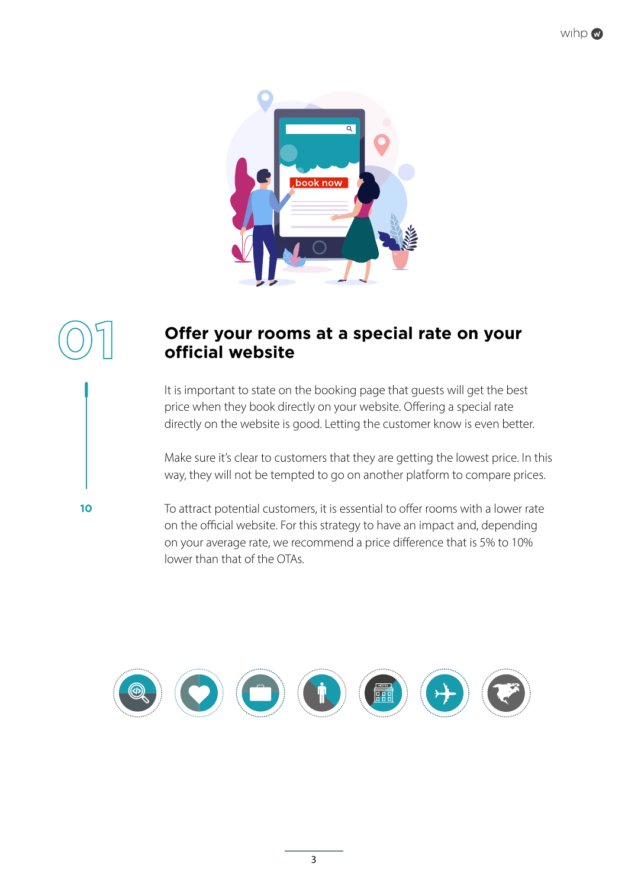# 01

## Offer your rooms at a special rate on your official website

10

It is important to state on the booking page that guests will get the best price when they book directly on your website. Offering a special rate directly on the website is good. Letting the customer know is even better.

Make sure it's clear to customers that they are getting the lowest price. In this way, they will not be tempted to go on another platform to compare prices.

To attract potential customers, it is essential to offer rooms with a lower rate on the official website. For this strategy to have an impact and, depending on your average rate, we recommend a price difference that is 5% to 10% lower than that of the OTAs.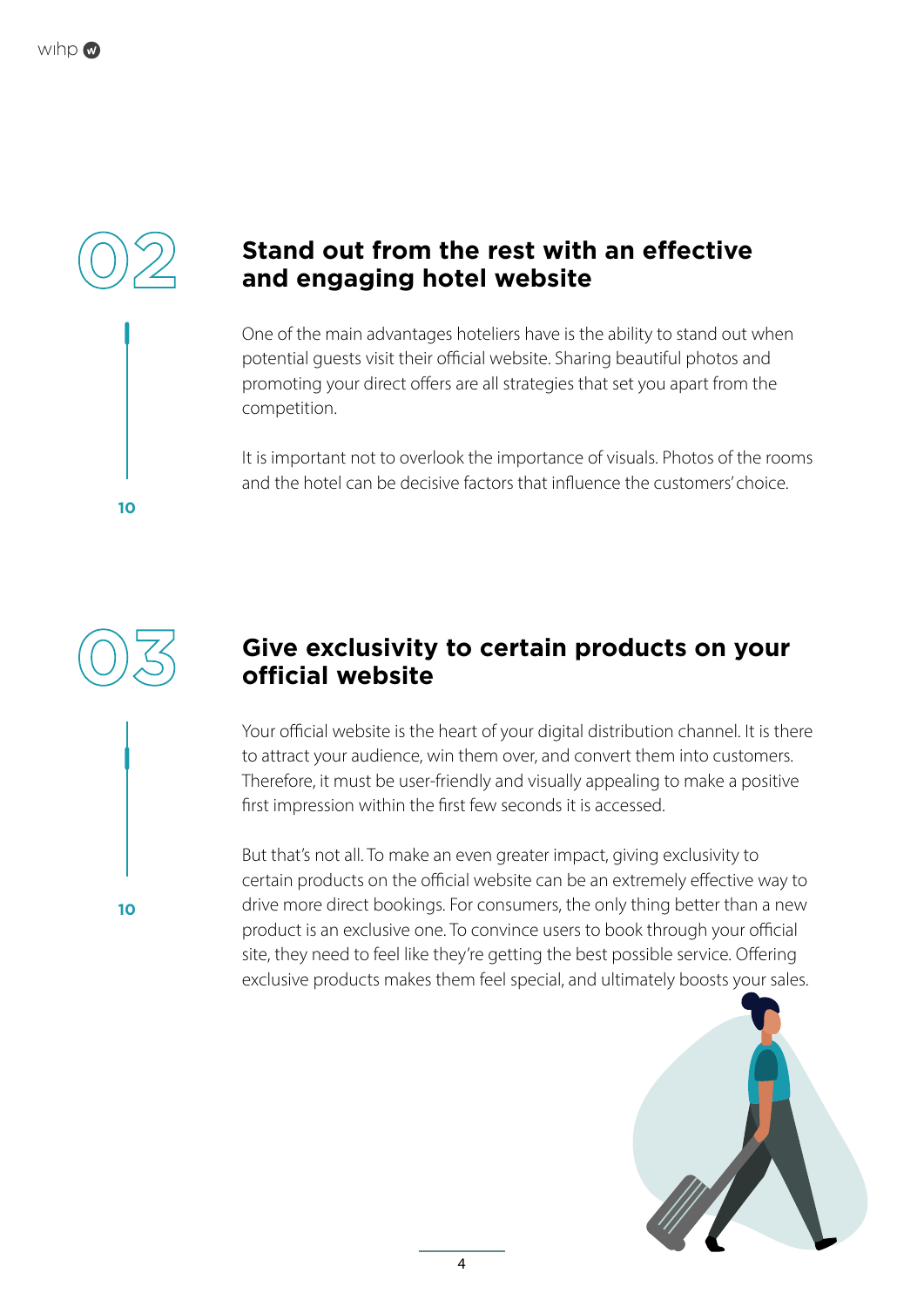## 02

## Stand out from the rest with an effective and engaging hotel website

One of the main advantages hoteliers have is the ability to stand out when potential guests visit their official website. Sharing beautiful photos and promoting your direct offers are all strategies that set you apart from the competition.

It is important not to overlook the importance of visuals. Photos of the rooms and the hotel can be decisive factors that influence the customers' choice.

10

## 03

## Give exclusivity to certain products on your official website

Your official website is the heart of your digital distribution channel. It is there to attract your audience, win them over, and convert them into customers. Therefore, it must be user-friendly and visually appealing to make a positive first impression within the first few seconds it is accessed.

But that's not all. To make an even greater impact, giving exclusivity to certain products on the official website can be an extremely effective way to drive more direct bookings. For consumers, the only thing better than a new product is an exclusive one. To convince users to book through your official site, they need to feel like they're getting the best possible service. Offering exclusive products makes them feel special, and ultimately boosts your sales.

10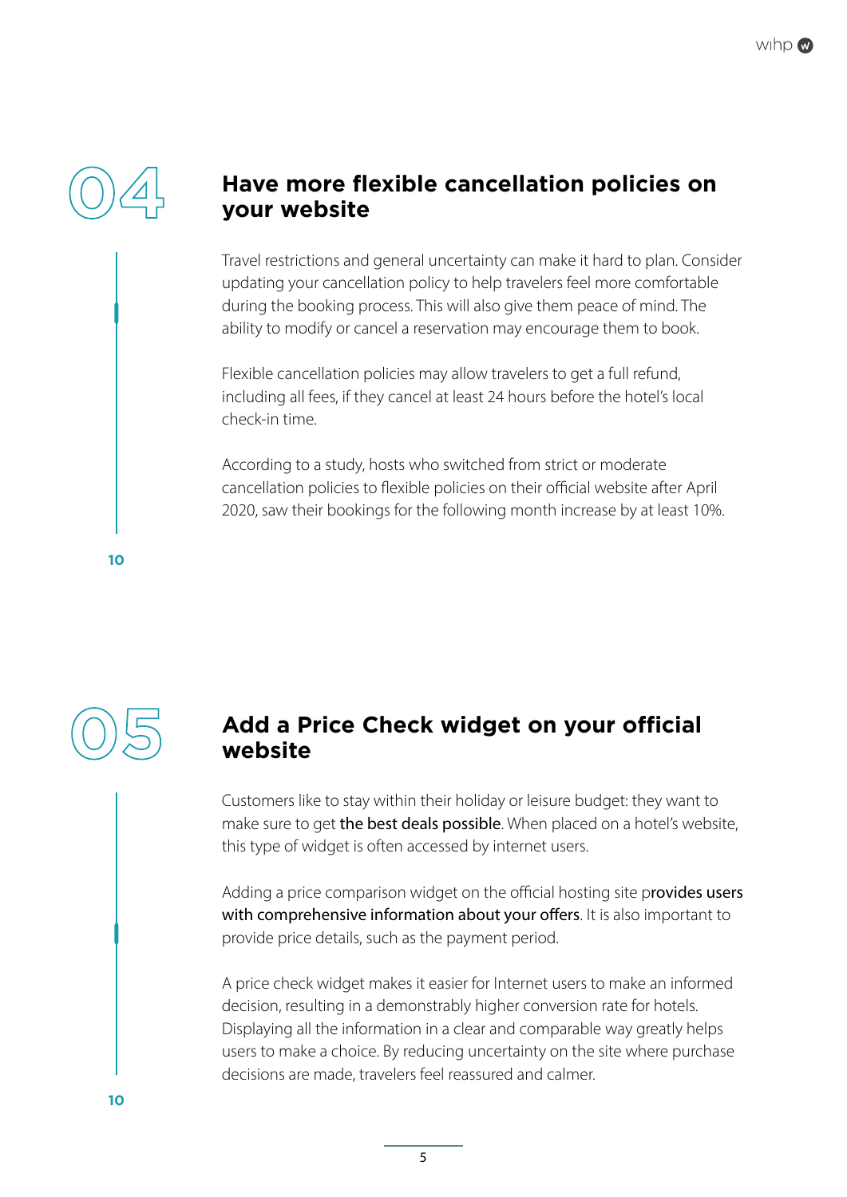## 04

## Have more flexible cancellation policies on your website

Travel restrictions and general uncertainty can make it hard to plan. Consider updating your cancellation policy to help travelers feel more comfortable during the booking process. This will also give them peace of mind. The ability to modify or cancel a reservation may encourage them to book.

Flexible cancellation policies may allow travelers to get a full refund, including all fees, if they cancel at least 24 hours before the hotel's local check-in time.

According to a study, hosts who switched from strict or moderate cancellation policies to flexible policies on their official website after April 2020, saw their bookings for the following month increase by at least 10%.

10

## 05

## Add a Price Check widget on your official website

Customers like to stay within their holiday or leisure budget: they want to make sure to get the best deals possible. When placed on a hotel's website, this type of widget is often accessed by internet users.

Adding a price comparison widget on the official hosting site provides users with comprehensive information about your offers. It is also important to provide price details, such as the payment period.

A price check widget makes it easier for Internet users to make an informed decision, resulting in a demonstrably higher conversion rate for hotels. Displaying all the information in a clear and comparable way greatly helps users to make a choice. By reducing uncertainty on the site where purchase decisions are made, travelers feel reassured and calmer.

10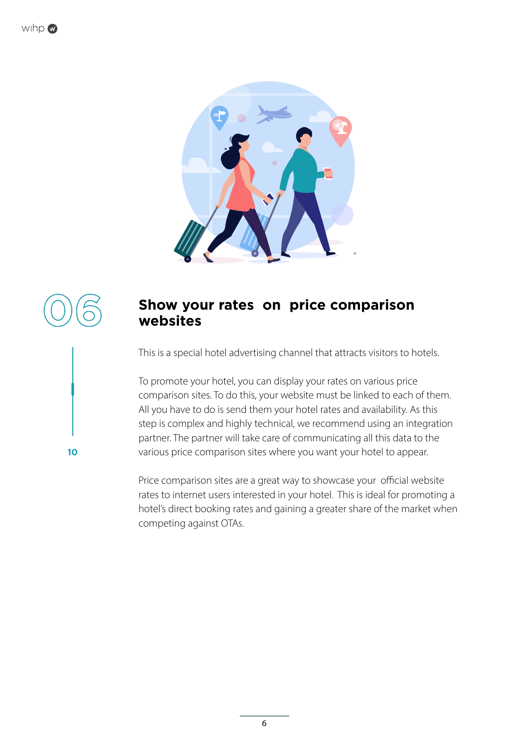06

## Show your rates on price comparison websites

10

This is a special hotel advertising channel that attracts visitors to hotels.

To promote your hotel, you can display your rates on various price comparison sites. To do this, your website must be linked to each of them. All you have to do is send them your hotel rates and availability. As this step is complex and highly technical, we recommend using an integration partner. The partner will take care of communicating all this data to the various price comparison sites where you want your hotel to appear.

Price comparison sites are a great way to showcase your official website rates to internet users interested in your hotel. This is ideal for promoting a hotel's direct booking rates and gaining a greater share of the market when competing against OTAs.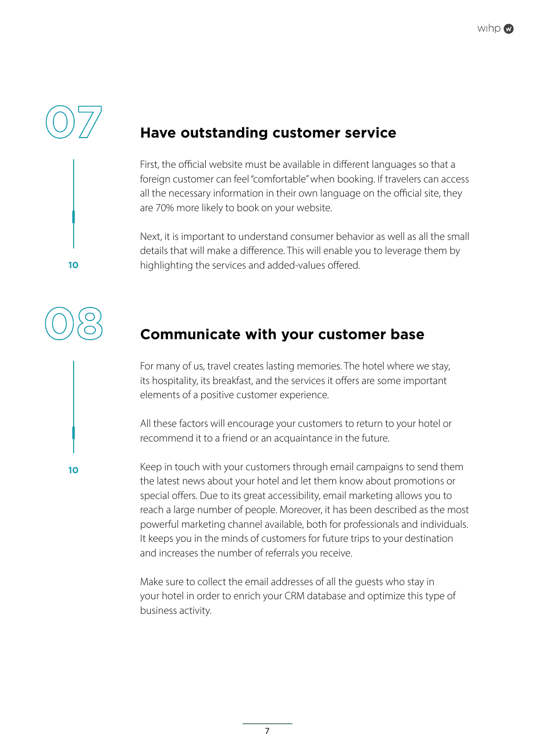## 07 Have outstanding customer service

First, the official website must be available in different languages so that a foreign customer can feel "comfortable" when booking. If travelers can access all the necessary information in their own language on the official site, they are 70% more likely to book on your website.

Next, it is important to understand consumer behavior as well as all the small details that will make a difference. This will enable you to leverage them by highlighting the services and added-values offered.

10

## 08 Communicate with your customer base

For many of us, travel creates lasting memories. The hotel where we stay, its hospitality, its breakfast, and the services it offers are some important elements of a positive customer experience.

All these factors will encourage your customers to return to your hotel or recommend it to a friend or an acquaintance in the future.

Keep in touch with your customers through email campaigns to send them the latest news about your hotel and let them know about promotions or special offers. Due to its great accessibility, email marketing allows you to reach a large number of people. Moreover, it has been described as the most powerful marketing channel available, both for professionals and individuals. It keeps you in the minds of customers for future trips to your destination and increases the number of referrals you receive.

Make sure to collect the email addresses of all the guests who stay in your hotel in order to enrich your CRM database and optimize this type of business activity.

10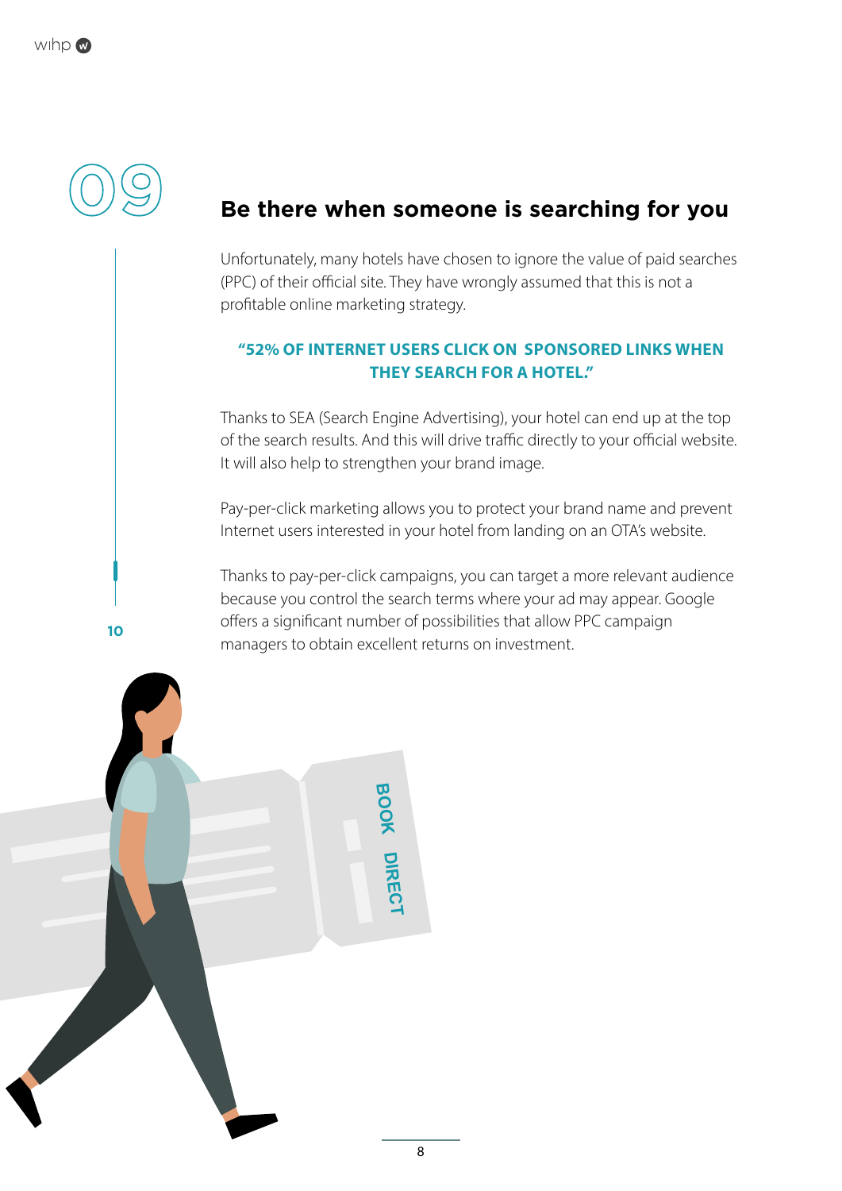# 09

## Be there when someone is searching for you

Unfortunately, many hotels have chosen to ignore the value of paid searches (PPC) of their official site. They have wrongly assumed that this is not a profitable online marketing strategy.

**"52% OF INTERNET USERS CLICK ON SPONSORED LINKS WHEN THEY SEARCH FOR A HOTEL."**

Thanks to SEA (Search Engine Advertising), your hotel can end up at the top of the search results. And this will drive traffic directly to your official website. It will also help to strengthen your brand image.

Pay-per-click marketing allows you to protect your brand name and prevent Internet users interested in your hotel from landing on an OTA's website.

Thanks to pay-per-click campaigns, you can target a more relevant audience because you control the search terms where your ad may appear. Google offers a significant number of possibilities that allow PPC campaign managers to obtain excellent returns on investment.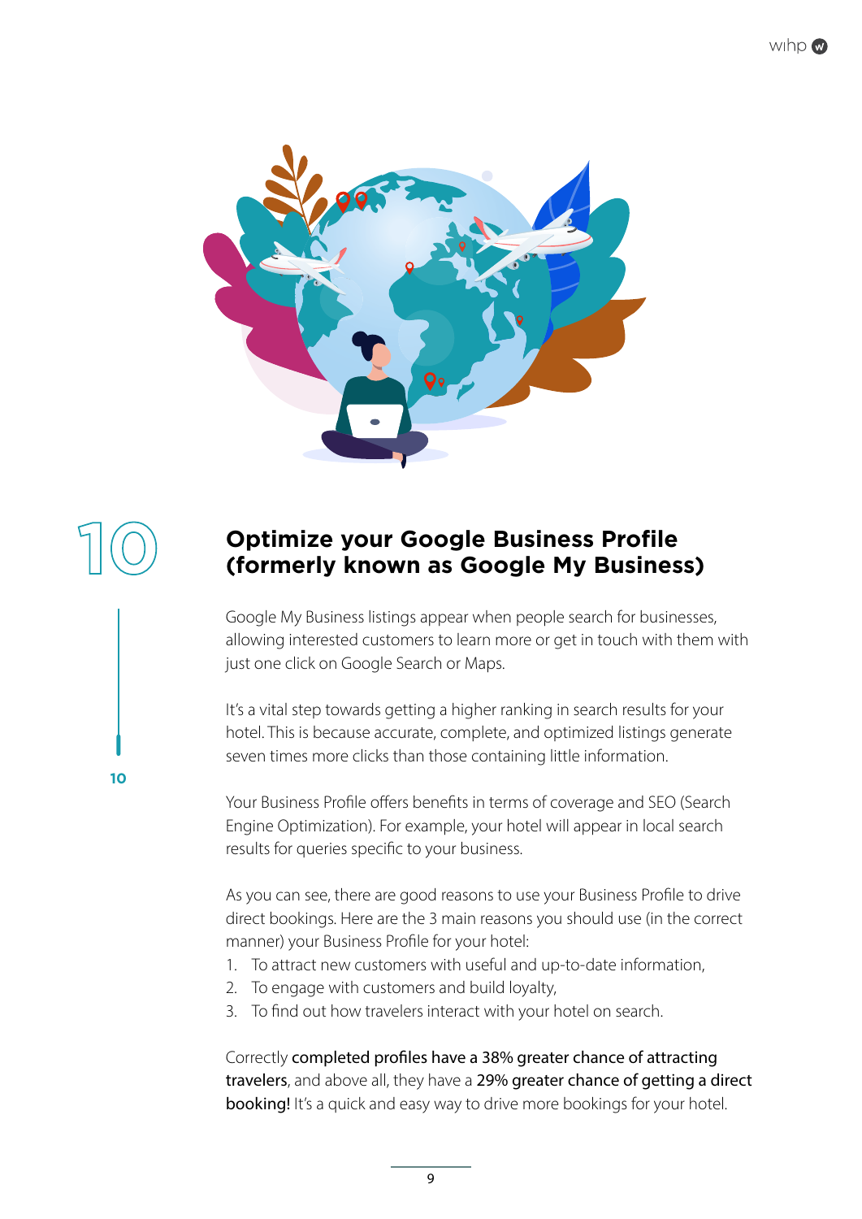10

## Optimize your Google Business Profile (formerly known as Google My Business)

Google My Business listings appear when people search for businesses, allowing interested customers to learn more or get in touch with them with just one click on Google Search or Maps.

It's a vital step towards getting a higher ranking in search results for your hotel. This is because accurate, complete, and optimized listings generate seven times more clicks than those containing little information.

Your Business Profile offers benefits in terms of coverage and SEO (Search Engine Optimization). For example, your hotel will appear in local search results for queries specific to your business.

As you can see, there are good reasons to use your Business Profile to drive direct bookings. Here are the 3 main reasons you should use (in the correct manner) your Business Profile for your hotel:

1. To attract new customers with useful and up-to-date information,
2. To engage with customers and build loyalty,
3. To find out how travelers interact with your hotel on search.

Correctly **completed profiles have a 38% greater chance of attracting travelers**, and above all, they have a **29% greater chance of getting a direct booking!** It's a quick and easy way to drive more bookings for your hotel.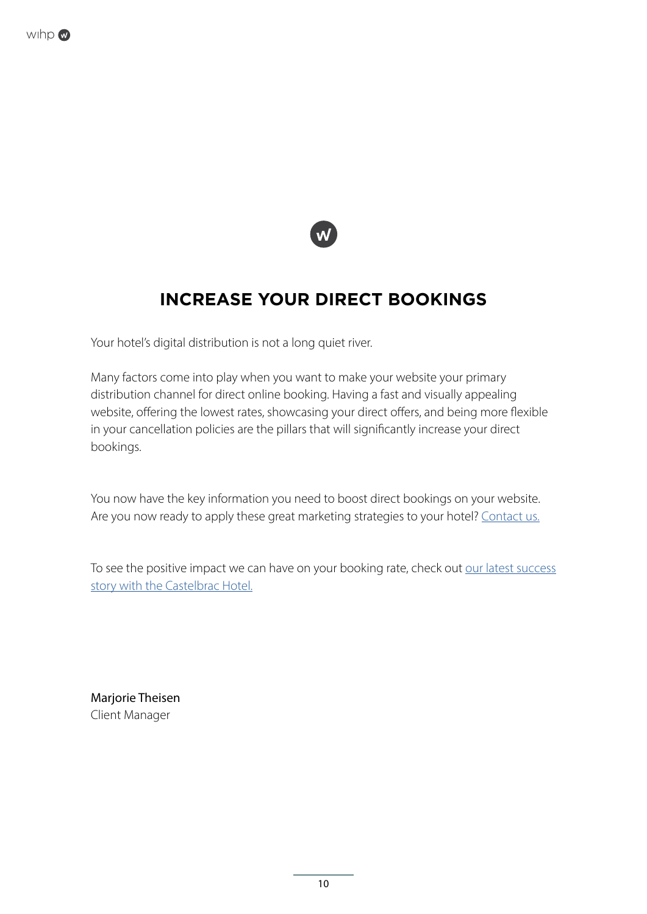# INCREASE YOUR DIRECT BOOKINGS

Your hotel's digital distribution is not a long quiet river.

Many factors come into play when you want to make your website your primary distribution channel for direct online booking. Having a fast and visually appealing website, offering the lowest rates, showcasing your direct offers, and being more flexible in your cancellation policies are the pillars that will significantly increase your direct bookings.

You now have the key information you need to boost direct bookings on your website. Are you now ready to apply these great marketing strategies to your hotel? Contact us.

To see the positive impact we can have on your booking rate, check out our latest success story with the Castelbrac Hotel.

Marjorie Theisen
Client Manager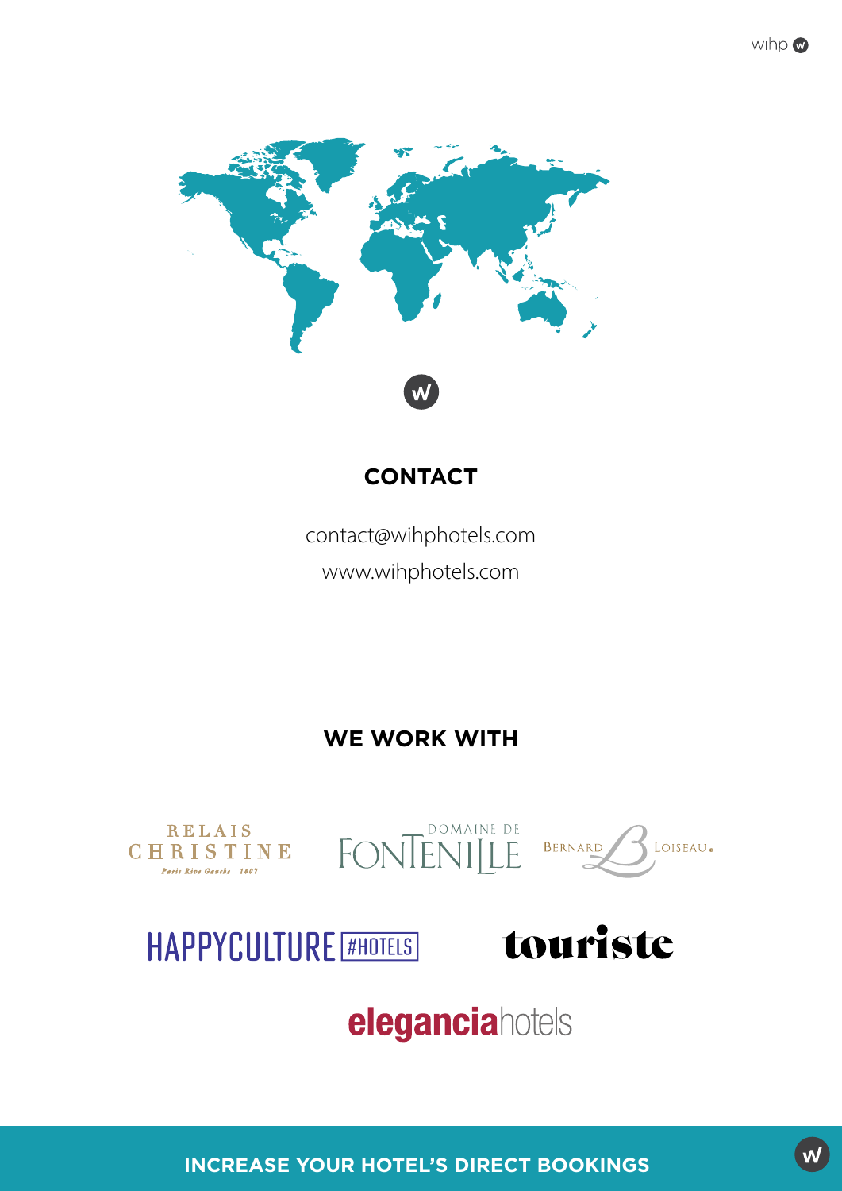## CONTACT

contact@wihphotels.com

www.wihphotels.com

## WE WORK WITH

RELAIS CHRISTINE Paris Rive Gauche 1607

DOMAINE DE FONTENILLE

BERNARD LOISEAU

HAPPYCULTURE #HOTELS

touriste

elegancia hotels

**INCREASE YOUR HOTEL'S DIRECT BOOKINGS**